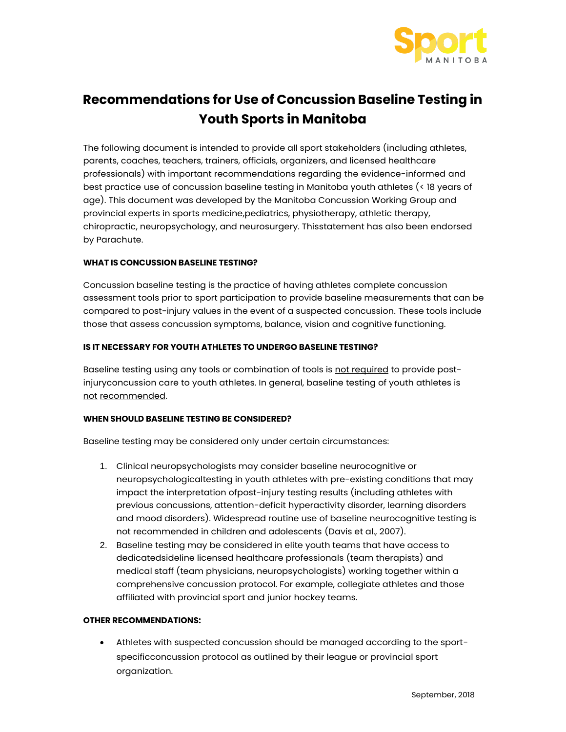# Recommendations for Use of Concussion Baseline Testing in Youth Sports in Manitoba

The following document is intended to provide all sport stakeholders (including athletes, parents, coaches, teachers, trainers, officials, organizers, and licensed healthcare professionals) with important recommendations regarding the evidence-informed and best practice use of concussion baseline testing in Manitoba youth athletes (< 18 years of age). This document was developed by the Manitoba Concussion Working Group and provincial experts in sports medicine,pediatrics, physiotherapy, athletic therapy, chiropractic, neuropsychology, and neurosurgery. Thisstatement has also been endorsed by Parachute.

**WHAT IS CONCUSSION BASELINE TESTING?**

Concussion baseline testing is the practice of having athletes complete concussion assessment tools prior to sport participation to provide baseline measurements that can be compared to post-injury values in the event of a suspected concussion. These tools include those that assess concussion symptoms, balance, vision and cognitive functioning.

**IS IT NECESSARY FOR YOUTH ATHLETES TO UNDERGO BASELINE TESTING?**

Baseline testing using any tools or combination of tools is <u>not required</u> to provide post-injuryconcussion care to youth athletes. In general, baseline testing of youth athletes is <u>not recommended</u>.

**WHEN SHOULD BASELINE TESTING BE CONSIDERED?**

Baseline testing may be considered only under certain circumstances:

1. Clinical neuropsychologists may consider baseline neurocognitive or neuropsychologicaltesting in youth athletes with pre-existing conditions that may impact the interpretation ofpost-injury testing results (including athletes with previous concussions, attention-deficit hyperactivity disorder, learning disorders and mood disorders). Widespread routine use of baseline neurocognitive testing is not recommended in children and adolescents (Davis et al., 2007).
2. Baseline testing may be considered in elite youth teams that have access to dedicatedsideline licensed healthcare professionals (team therapists) and medical staff (team physicians, neuropsychologists) working together within a comprehensive concussion protocol. For example, collegiate athletes and those affiliated with provincial sport and junior hockey teams.

**OTHER RECOMMENDATIONS:**

- Athletes with suspected concussion should be managed according to the sport-specificconcussion protocol as outlined by their league or provincial sport organization.

September, 2018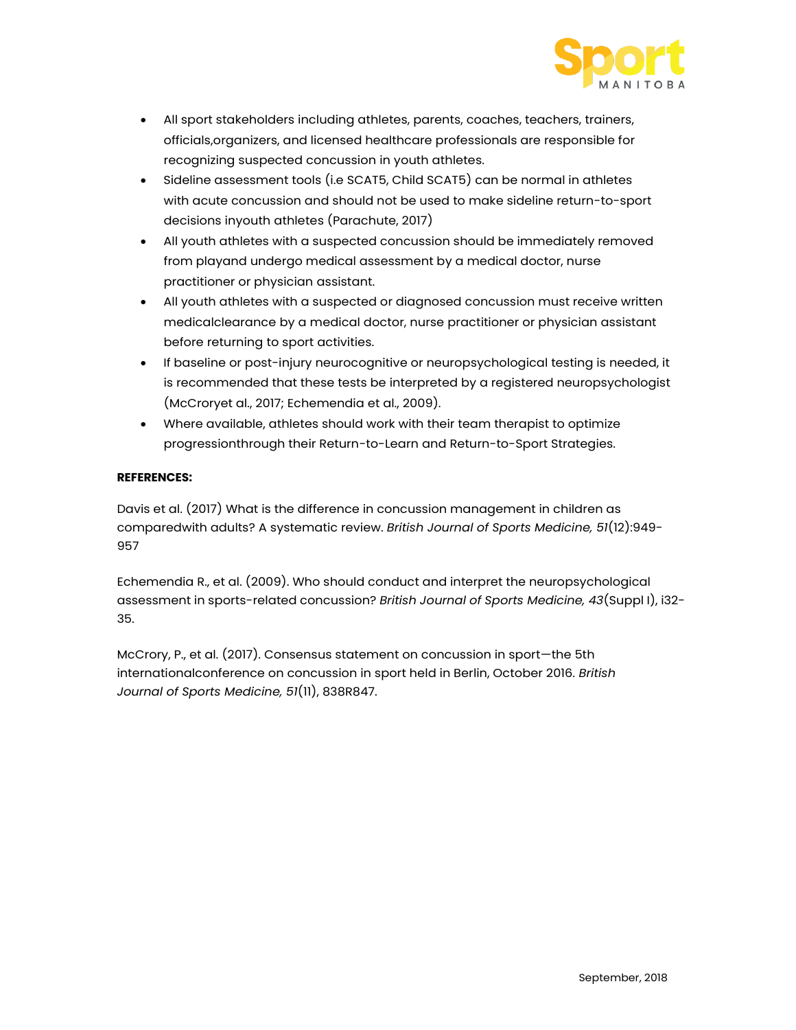- All sport stakeholders including athletes, parents, coaches, teachers, trainers, officials,organizers, and licensed healthcare professionals are responsible for recognizing suspected concussion in youth athletes.
- Sideline assessment tools (i.e SCAT5, Child SCAT5) can be normal in athletes with acute concussion and should not be used to make sideline return-to-sport decisions inyouth athletes (Parachute, 2017)
- All youth athletes with a suspected concussion should be immediately removed from playand undergo medical assessment by a medical doctor, nurse practitioner or physician assistant.
- All youth athletes with a suspected or diagnosed concussion must receive written medicalclearance by a medical doctor, nurse practitioner or physician assistant before returning to sport activities.
- If baseline or post-injury neurocognitive or neuropsychological testing is needed, it is recommended that these tests be interpreted by a registered neuropsychologist (McCroryet al., 2017; Echemendia et al., 2009).
- Where available, athletes should work with their team therapist to optimize progressionthrough their Return-to-Learn and Return-to-Sport Strategies.

**REFERENCES:**

Davis et al. (2017) What is the difference in concussion management in children as comparedwith adults? A systematic review. *British Journal of Sports Medicine, 51*(12):949-957

Echemendia R., et al. (2009). Who should conduct and interpret the neuropsychological assessment in sports-related concussion? *British Journal of Sports Medicine, 43*(Suppl I), i32-35.

McCrory, P., et al. (2017). Consensus statement on concussion in sport—the 5th internationalconference on concussion in sport held in Berlin, October 2016. *British Journal of Sports Medicine, 51*(11), 838R847.

September, 2018